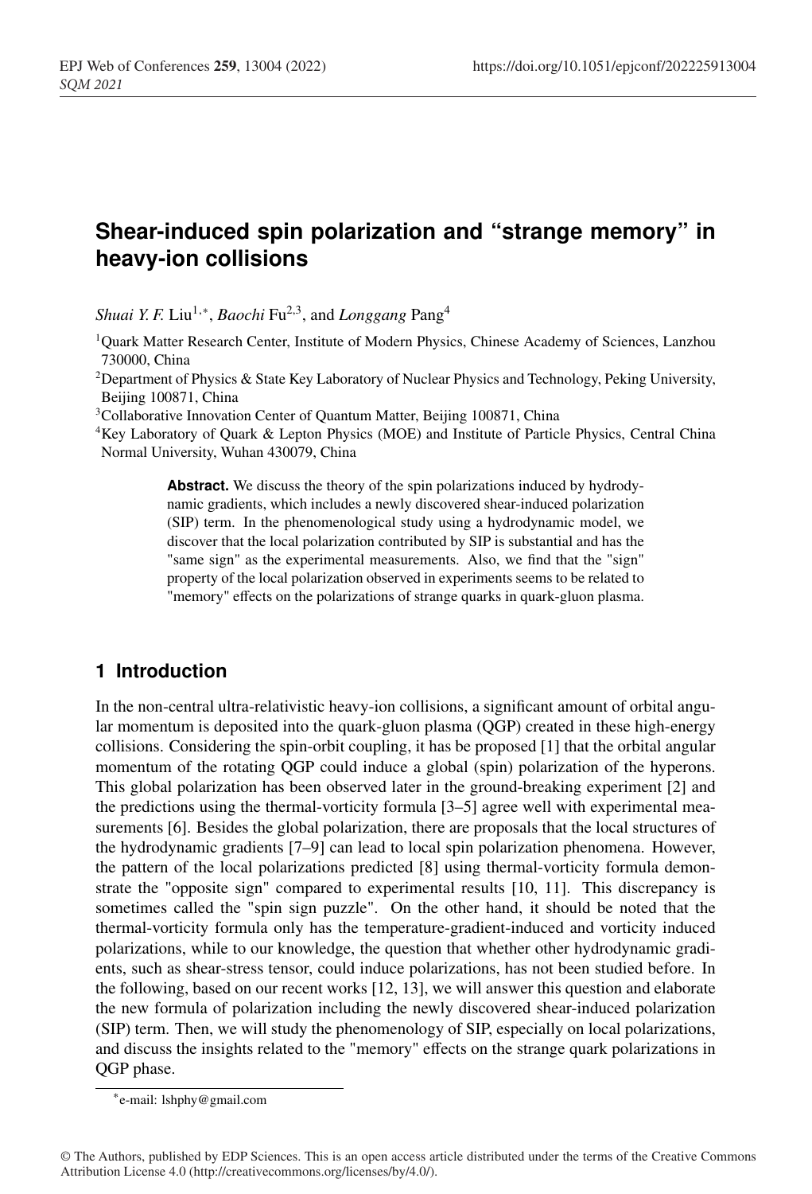# Shear-induced spin polarization and "strange memory" in heavy-ion collisions

*Shuai Y. F.* Liu[1,*], *Baochi* Fu[2,3], and *Longgang* Pang[4]

[1]Quark Matter Research Center, Institute of Modern Physics, Chinese Academy of Sciences, Lanzhou 730000, China

[2]Department of Physics & State Key Laboratory of Nuclear Physics and Technology, Peking University, Beijing 100871, China

[3]Collaborative Innovation Center of Quantum Matter, Beijing 100871, China

[4]Key Laboratory of Quark & Lepton Physics (MOE) and Institute of Particle Physics, Central China Normal University, Wuhan 430079, China

**Abstract.** We discuss the theory of the spin polarizations induced by hydrodynamic gradients, which includes a newly discovered shear-induced polarization (SIP) term. In the phenomenological study using a hydrodynamic model, we discover that the local polarization contributed by SIP is substantial and has the "same sign" as the experimental measurements. Also, we find that the "sign" property of the local polarization observed in experiments seems to be related to "memory" effects on the polarizations of strange quarks in quark-gluon plasma.

## 1 Introduction

In the non-central ultra-relativistic heavy-ion collisions, a significant amount of orbital angular momentum is deposited into the quark-gluon plasma (QGP) created in these high-energy collisions. Considering the spin-orbit coupling, it has be proposed [1] that the orbital angular momentum of the rotating QGP could induce a global (spin) polarization of the hyperons. This global polarization has been observed later in the ground-breaking experiment [2] and the predictions using the thermal-vorticity formula [3–5] agree well with experimental measurements [6]. Besides the global polarization, there are proposals that the local structures of the hydrodynamic gradients [7–9] can lead to local spin polarization phenomena. However, the pattern of the local polarizations predicted [8] using thermal-vorticity formula demonstrate the "opposite sign" compared to experimental results [10, 11]. This discrepancy is sometimes called the "spin sign puzzle". On the other hand, it should be noted that the thermal-vorticity formula only has the temperature-gradient-induced and vorticity induced polarizations, while to our knowledge, the question that whether other hydrodynamic gradients, such as shear-stress tensor, could induce polarizations, has not been studied before. In the following, based on our recent works [12, 13], we will answer this question and elaborate the new formula of polarization including the newly discovered shear-induced polarization (SIP) term. Then, we will study the phenomenology of SIP, especially on local polarizations, and discuss the insights related to the "memory" effects on the strange quark polarizations in QGP phase.

*e-mail: lshphy@gmail.com

© The Authors, published by EDP Sciences. This is an open access article distributed under the terms of the Creative Commons Attribution License 4.0 (http://creativecommons.org/licenses/by/4.0/).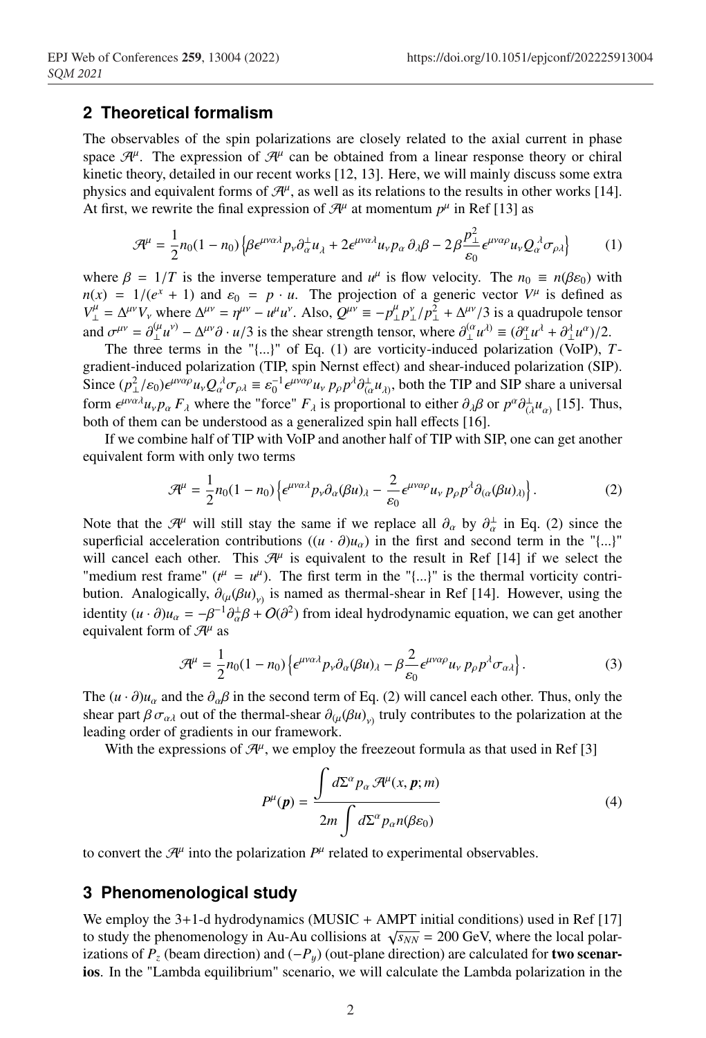## 2 Theoretical formalism

The observables of the spin polarizations are closely related to the axial current in phase space $\mathcal{A}^\mu$. The expression of $\mathcal{A}^\mu$ can be obtained from a linear response theory or chiral kinetic theory, detailed in our recent works [12, 13]. Here, we will mainly discuss some extra physics and equivalent forms of $\mathcal{A}^\mu$, as well as its relations to the results in other works [14]. At first, we rewrite the final expression of $\mathcal{A}^\mu$ at momentum $p^\mu$ in Ref [13] as

$$\mathcal{A}^\mu = \frac{1}{2} n_0(1-n_0)\left\{\beta\epsilon^{\mu\nu\alpha\lambda} p_\nu \partial^\perp_\alpha u_\lambda + 2\epsilon^{\mu\nu\alpha\lambda} u_\nu p_\alpha \partial_\lambda \beta - 2\beta \frac{p_\perp^2}{\varepsilon_0}\epsilon^{\mu\nu\alpha\rho} u_\nu Q_\alpha^{\ \lambda}\sigma_{\rho\lambda}\right\} \tag{1}$$

where $\beta = 1/T$ is the inverse temperature and $u^\mu$ is flow velocity. The $n_0 \equiv n(\beta\varepsilon_0)$ with $n(x) = 1/(e^x+1)$ and $\varepsilon_0 = p\cdot u$. The projection of a generic vector $V^\mu$ is defined as $V^\mu_\perp = \Delta^{\mu\nu}V_\nu$ where $\Delta^{\mu\nu} = \eta^{\mu\nu} - u^\mu u^\nu$. Also, $Q^{\mu\nu} \equiv -p^\mu_\perp p^\nu_\perp/p^2_\perp + \Delta^{\mu\nu}/3$ is a quadrupole tensor and $\sigma^{\mu\nu} = \partial^{(\mu}_\perp u^{\nu)} - \Delta^{\mu\nu}\partial\cdot u/3$ is the shear strength tensor, where $\partial^{(\alpha}_\perp u^{\lambda)} \equiv (\partial^\alpha_\perp u^\lambda + \partial^\lambda_\perp u^\alpha)/2$.

The three terms in the "{...}" of Eq. (1) are vorticity-induced polarization (VoIP), $T$-gradient-induced polarization (TIP, spin Nernst effect) and shear-induced polarization (SIP). Since $(p^2_\perp/\varepsilon_0)\epsilon^{\mu\nu\alpha\rho}u_\nu Q_\alpha^{\ \lambda}\sigma_{\rho\lambda} \equiv \varepsilon_0^{-1}\epsilon^{\mu\nu\alpha\rho}u_\nu\, p_\rho p^\lambda \partial^\perp_{(\alpha}u_{\lambda)}$, both the TIP and SIP share a universal form $\epsilon^{\mu\nu\alpha\lambda}u_\nu p_\alpha F_\lambda$ where the "force" $F_\lambda$ is proportional to either $\partial_\lambda\beta$ or $p^\alpha\partial^\perp_{(\lambda}u_{\alpha)}$ [15]. Thus, both of them can be understood as a generalized spin hall effects [16].

If we combine half of TIP with VoIP and another half of TIP with SIP, one can get another equivalent form with only two terms

$$\mathcal{A}^\mu = \frac{1}{2}n_0(1-n_0)\left\{\epsilon^{\mu\nu\alpha\lambda}p_\nu\partial_\alpha(\beta u)_\lambda - \frac{2}{\varepsilon_0}\epsilon^{\mu\nu\alpha\rho}u_\nu\, p_\rho p^\lambda \partial_{(\alpha}(\beta u)_{\lambda)}\right\}. \tag{2}$$

Note that the $\mathcal{A}^\mu$ will still stay the same if we replace all $\partial_\alpha$ by $\partial^\perp_\alpha$ in Eq. (2) since the superficial acceleration contributions ($(u\cdot\partial)u_\alpha$) in the first and second term in the "{...}" will cancel each other. This $\mathcal{A}^\mu$ is equivalent to the result in Ref [14] if we select the "medium rest frame" ($t^\mu = u^\mu$). The first term in the "{...}" is the thermal vorticity contribution. Analogically, $\partial_{(\mu}(\beta u)_{\nu)}$ is named as thermal-shear in Ref [14]. However, using the identity $(u\cdot\partial)u_\alpha = -\beta^{-1}\partial^\perp_\alpha\beta + O(\partial^2)$ from ideal hydrodynamic equation, we can get another equivalent form of $\mathcal{A}^\mu$ as

$$\mathcal{A}^\mu = \frac{1}{2}n_0(1-n_0)\left\{\epsilon^{\mu\nu\alpha\lambda}p_\nu\partial_\alpha(\beta u)_\lambda - \beta\frac{2}{\varepsilon_0}\epsilon^{\mu\nu\alpha\rho}u_\nu\, p_\rho p^\lambda\sigma_{\alpha\lambda}\right\}. \tag{3}$$

The $(u\cdot\partial)u_\alpha$ and the $\partial_\alpha\beta$ in the second term of Eq. (2) will cancel each other. Thus, only the shear part $\beta\,\sigma_{\alpha\lambda}$ out of the thermal-shear $\partial_{(\mu}(\beta u)_{\nu)}$ truly contributes to the polarization at the leading order of gradients in our framework.

With the expressions of $\mathcal{A}^\mu$, we employ the freezeout formula as that used in Ref [3]

$$P^\mu(\boldsymbol{p}) = \frac{\int d\Sigma^\alpha p_\alpha \mathcal{A}^\mu(x,\boldsymbol{p};m)}{2m\int d\Sigma^\alpha p_\alpha n(\beta\varepsilon_0)} \tag{4}$$

to convert the $\mathcal{A}^\mu$ into the polarization $P^\mu$ related to experimental observables.

## 3 Phenomenological study

We employ the 3+1-d hydrodynamics (MUSIC + AMPT initial conditions) used in Ref [17] to study the phenomenology in Au-Au collisions at $\sqrt{s_{NN}} = 200$ GeV, where the local polarizations of $P_z$ (beam direction) and $(-P_y)$ (out-plane direction) are calculated for **two scenarios**. In the "Lambda equilibrium" scenario, we will calculate the Lambda polarization in the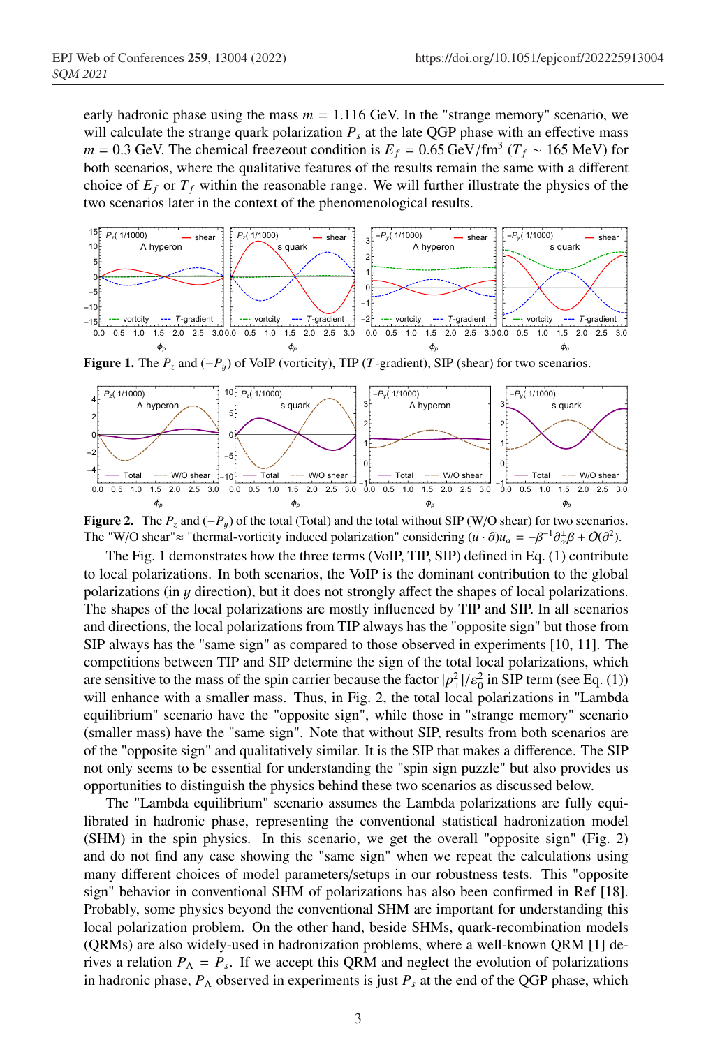early hadronic phase using the mass $m = 1.116$ GeV. In the "strange memory" scenario, we will calculate the strange quark polarization $P_s$ at the late QGP phase with an effective mass $m = 0.3$ GeV. The chemical freezeout condition is $E_f = 0.65\,\text{GeV/fm}^3$ ($T_f \sim 165$ MeV) for both scenarios, where the qualitative features of the results remain the same with a different choice of $E_f$ or $T_f$ within the reasonable range. We will further illustrate the physics of the two scenarios later in the context of the phenomenological results.

**Figure 1.** The $P_z$ and $(-P_y)$ of VoIP (vorticity), TIP ($T$-gradient), SIP (shear) for two scenarios.

**Figure 2.** The $P_z$ and $(-P_y)$ of the total (Total) and the total without SIP (W/O shear) for two scenarios. The "W/O shear"≈ "thermal-vorticity induced polarization" considering $(u \cdot \partial)u_\alpha = -\beta^{-1}\partial_\alpha^\perp \beta + O(\partial^2)$.

The Fig. 1 demonstrates how the three terms (VoIP, TIP, SIP) defined in Eq. (1) contribute to local polarizations. In both scenarios, the VoIP is the dominant contribution to the global polarizations (in $y$ direction), but it does not strongly affect the shapes of local polarizations. The shapes of the local polarizations are mostly influenced by TIP and SIP. In all scenarios and directions, the local polarizations from TIP always has the "opposite sign" but those from SIP always has the "same sign" as compared to those observed in experiments [10, 11]. The competitions between TIP and SIP determine the sign of the total local polarizations, which are sensitive to the mass of the spin carrier because the factor $|p_\perp^2|/\varepsilon_0^2$ in SIP term (see Eq. (1)) will enhance with a smaller mass. Thus, in Fig. 2, the total local polarizations in "Lambda equilibrium" scenario have the "opposite sign", while those in "strange memory" scenario (smaller mass) have the "same sign". Note that without SIP, results from both scenarios are of the "opposite sign" and qualitatively similar. It is the SIP that makes a difference. The SIP not only seems to be essential for understanding the "spin sign puzzle" but also provides us opportunities to distinguish the physics behind these two scenarios as discussed below.

The "Lambda equilibrium" scenario assumes the Lambda polarizations are fully equilibrated in hadronic phase, representing the conventional statistical hadronization model (SHM) in the spin physics. In this scenario, we get the overall "opposite sign" (Fig. 2) and do not find any case showing the "same sign" when we repeat the calculations using many different choices of model parameters/setups in our robustness tests. This "opposite sign" behavior in conventional SHM of polarizations has also been confirmed in Ref [18]. Probably, some physics beyond the conventional SHM are important for understanding this local polarization problem. On the other hand, beside SHMs, quark-recombination models (QRMs) are also widely-used in hadronization problems, where a well-known QRM [1] derives a relation $P_\Lambda = P_s$. If we accept this QRM and neglect the evolution of polarizations in hadronic phase, $P_\Lambda$ observed in experiments is just $P_s$ at the end of the QGP phase, which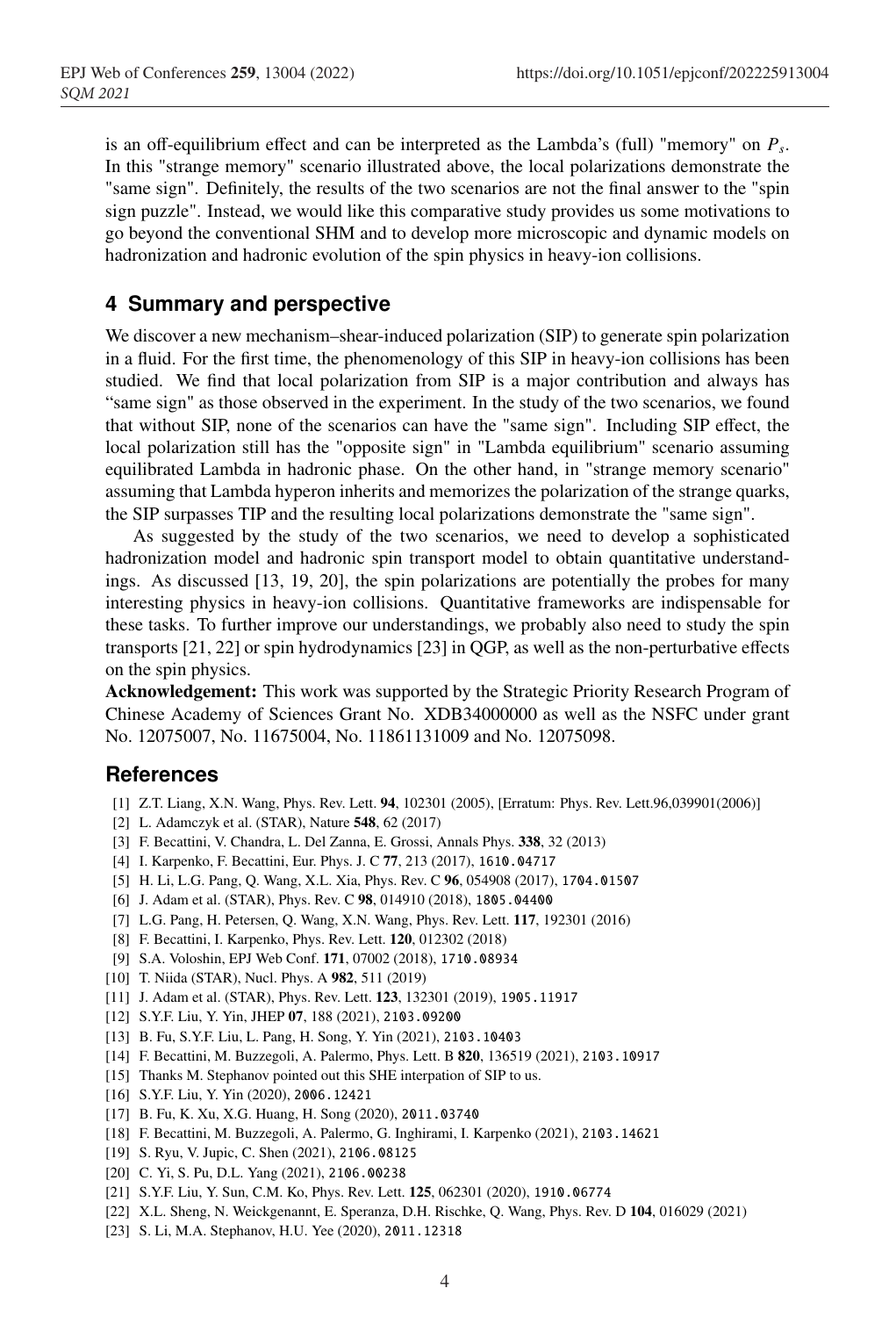is an off-equilibrium effect and can be interpreted as the Lambda's (full) "memory" on $P_s$. In this "strange memory" scenario illustrated above, the local polarizations demonstrate the "same sign". Definitely, the results of the two scenarios are not the final answer to the "spin sign puzzle". Instead, we would like this comparative study provides us some motivations to go beyond the conventional SHM and to develop more microscopic and dynamic models on hadronization and hadronic evolution of the spin physics in heavy-ion collisions.

## 4 Summary and perspective

We discover a new mechanism–shear-induced polarization (SIP) to generate spin polarization in a fluid. For the first time, the phenomenology of this SIP in heavy-ion collisions has been studied. We find that local polarization from SIP is a major contribution and always has "same sign" as those observed in the experiment. In the study of the two scenarios, we found that without SIP, none of the scenarios can have the "same sign". Including SIP effect, the local polarization still has the "opposite sign" in "Lambda equilibrium" scenario assuming equilibrated Lambda in hadronic phase. On the other hand, in "strange memory scenario" assuming that Lambda hyperon inherits and memorizes the polarization of the strange quarks, the SIP surpasses TIP and the resulting local polarizations demonstrate the "same sign".

As suggested by the study of the two scenarios, we need to develop a sophisticated hadronization model and hadronic spin transport model to obtain quantitative understandings. As discussed [13, 19, 20], the spin polarizations are potentially the probes for many interesting physics in heavy-ion collisions. Quantitative frameworks are indispensable for these tasks. To further improve our understandings, we probably also need to study the spin transports [21, 22] or spin hydrodynamics [23] in QGP, as well as the non-perturbative effects on the spin physics.

**Acknowledgement:** This work was supported by the Strategic Priority Research Program of Chinese Academy of Sciences Grant No. XDB34000000 as well as the NSFC under grant No. 12075007, No. 11675004, No. 11861131009 and No. 12075098.

## References

[1] Z.T. Liang, X.N. Wang, Phys. Rev. Lett. **94**, 102301 (2005), [Erratum: Phys. Rev. Lett.96,039901(2006)]

[2] L. Adamczyk et al. (STAR), Nature **548**, 62 (2017)

[3] F. Becattini, V. Chandra, L. Del Zanna, E. Grossi, Annals Phys. **338**, 32 (2013)

[4] I. Karpenko, F. Becattini, Eur. Phys. J. C **77**, 213 (2017), 1610.04717

[5] H. Li, L.G. Pang, Q. Wang, X.L. Xia, Phys. Rev. C **96**, 054908 (2017), 1704.01507

[6] J. Adam et al. (STAR), Phys. Rev. C **98**, 014910 (2018), 1805.04400

[7] L.G. Pang, H. Petersen, Q. Wang, X.N. Wang, Phys. Rev. Lett. **117**, 192301 (2016)

[8] F. Becattini, I. Karpenko, Phys. Rev. Lett. **120**, 012302 (2018)

[9] S.A. Voloshin, EPJ Web Conf. **171**, 07002 (2018), 1710.08934

[10] T. Niida (STAR), Nucl. Phys. A **982**, 511 (2019)

[11] J. Adam et al. (STAR), Phys. Rev. Lett. **123**, 132301 (2019), 1905.11917

[12] S.Y.F. Liu, Y. Yin, JHEP **07**, 188 (2021), 2103.09200

[13] B. Fu, S.Y.F. Liu, L. Pang, H. Song, Y. Yin (2021), 2103.10403

[14] F. Becattini, M. Buzzegoli, A. Palermo, Phys. Lett. B **820**, 136519 (2021), 2103.10917

[15] Thanks M. Stephanov pointed out this SHE interpation of SIP to us.

[16] S.Y.F. Liu, Y. Yin (2020), 2006.12421

[17] B. Fu, K. Xu, X.G. Huang, H. Song (2020), 2011.03740

[18] F. Becattini, M. Buzzegoli, A. Palermo, G. Inghirami, I. Karpenko (2021), 2103.14621

[19] S. Ryu, V. Jupic, C. Shen (2021), 2106.08125

[20] C. Yi, S. Pu, D.L. Yang (2021), 2106.00238

[21] S.Y.F. Liu, Y. Sun, C.M. Ko, Phys. Rev. Lett. **125**, 062301 (2020), 1910.06774

[22] X.L. Sheng, N. Weickgenannt, E. Speranza, D.H. Rischke, Q. Wang, Phys. Rev. D **104**, 016029 (2021)

[23] S. Li, M.A. Stephanov, H.U. Yee (2020), 2011.12318